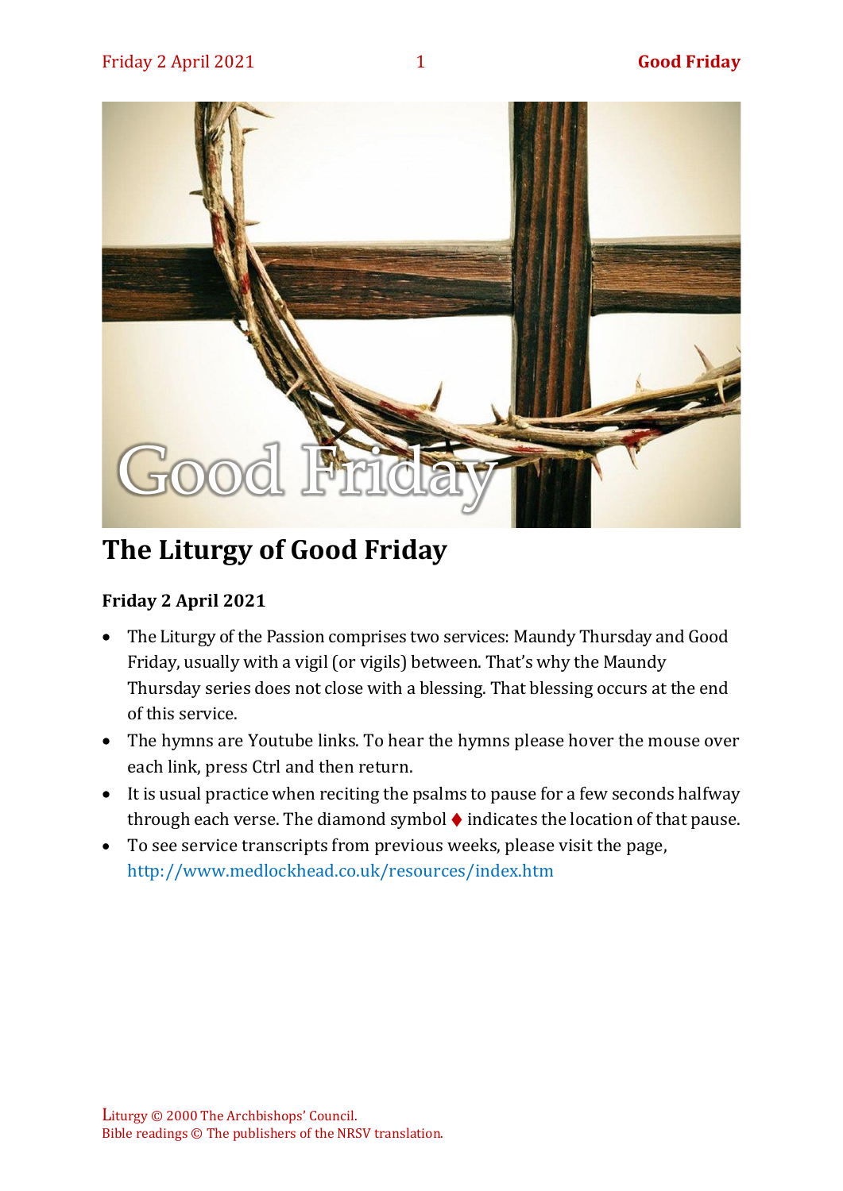# The Liturgy of Good Friday

**Friday 2 April 2021**

- The Liturgy of the Passion comprises two services: Maundy Thursday and Good Friday, usually with a vigil (or vigils) between. That's why the Maundy Thursday series does not close with a blessing. That blessing occurs at the end of this service.
- The hymns are Youtube links. To hear the hymns please hover the mouse over each link, press Ctrl and then return.
- It is usual practice when reciting the psalms to pause for a few seconds halfway through each verse. The diamond symbol ♦ indicates the location of that pause.
- To see service transcripts from previous weeks, please visit the page, http://www.medlockhead.co.uk/resources/index.htm

Liturgy © 2000 The Archbishops' Council.
Bible readings © The publishers of the NRSV translation.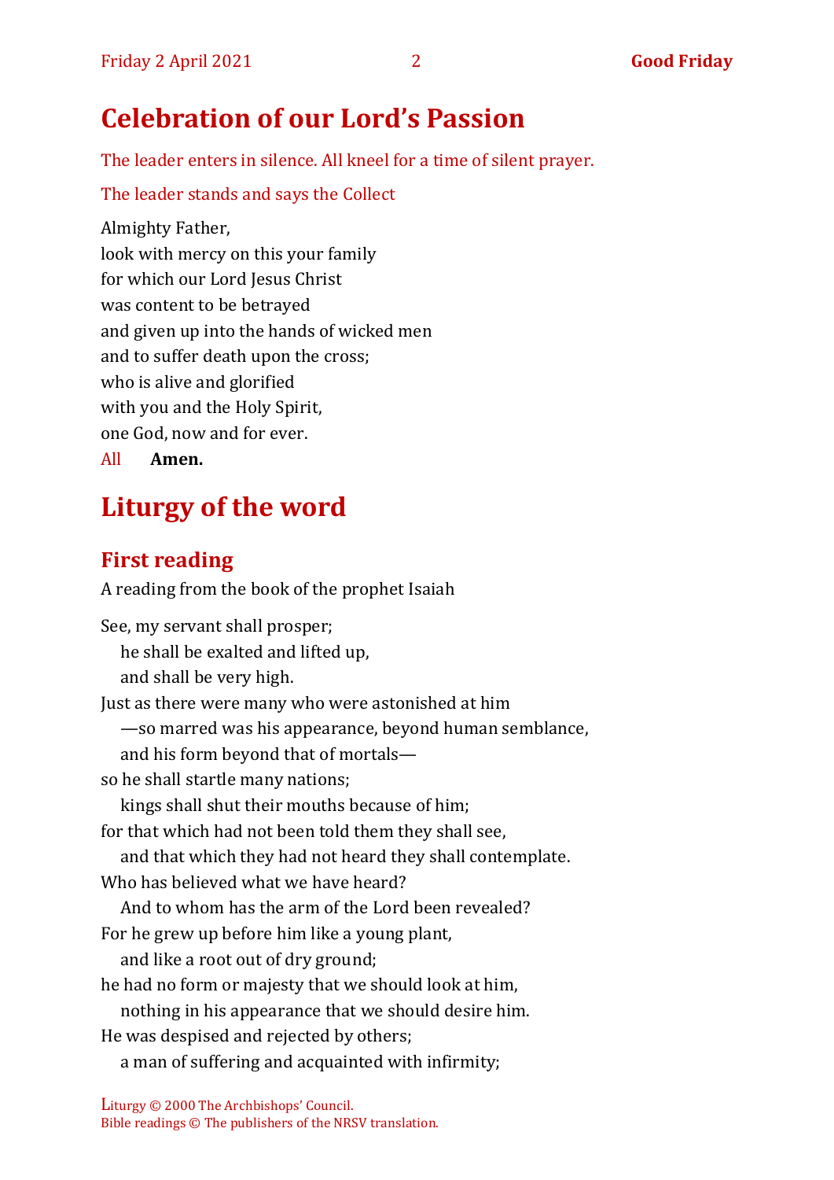# Celebration of our Lord's Passion

*The leader enters in silence. All kneel for a time of silent prayer.*

*The leader stands and says the Collect*

Almighty Father,
look with mercy on this your family
for which our Lord Jesus Christ
was content to be betrayed
and given up into the hands of wicked men
and to suffer death upon the cross;
who is alive and glorified
with you and the Holy Spirit,
one God, now and for ever.

*All* **Amen.**

# Liturgy of the word

## First reading

A reading from the book of the prophet Isaiah

See, my servant shall prosper;
  he shall be exalted and lifted up,
  and shall be very high.
Just as there were many who were astonished at him
  —so marred was his appearance, beyond human semblance,
  and his form beyond that of mortals—
so he shall startle many nations;
  kings shall shut their mouths because of him;
for that which had not been told them they shall see,
  and that which they had not heard they shall contemplate.
Who has believed what we have heard?
  And to whom has the arm of the Lord been revealed?
For he grew up before him like a young plant,
  and like a root out of dry ground;
he had no form or majesty that we should look at him,
  nothing in his appearance that we should desire him.
He was despised and rejected by others;
  a man of suffering and acquainted with infirmity;

Liturgy © 2000 The Archbishops' Council.
Bible readings © The publishers of the NRSV translation.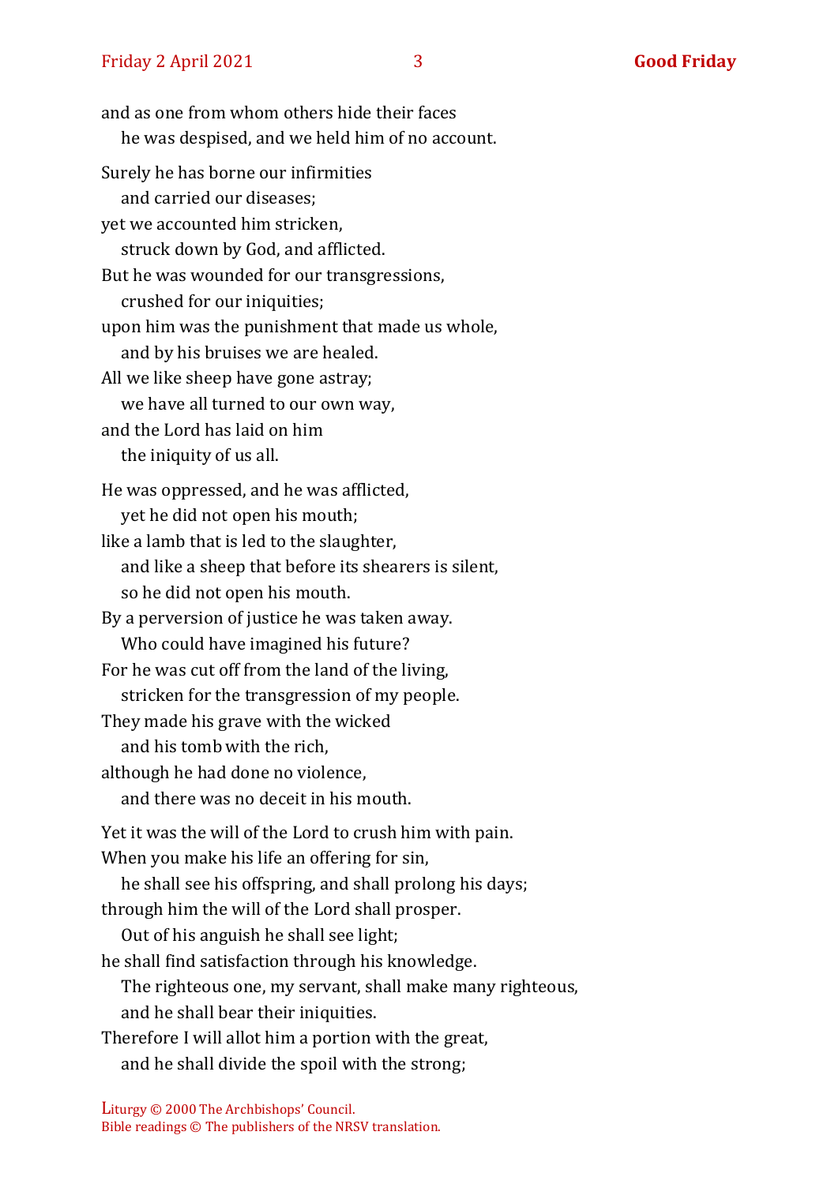and as one from whom others hide their faces
  he was despised, and we held him of no account.

Surely he has borne our infirmities
  and carried our diseases;
yet we accounted him stricken,
  struck down by God, and afflicted.
But he was wounded for our transgressions,
  crushed for our iniquities;
upon him was the punishment that made us whole,
  and by his bruises we are healed.
All we like sheep have gone astray;
  we have all turned to our own way,
and the Lord has laid on him
  the iniquity of us all.

He was oppressed, and he was afflicted,
  yet he did not open his mouth;
like a lamb that is led to the slaughter,
  and like a sheep that before its shearers is silent,
  so he did not open his mouth.
By a perversion of justice he was taken away.
  Who could have imagined his future?
For he was cut off from the land of the living,
  stricken for the transgression of my people.
They made his grave with the wicked
  and his tomb with the rich,
although he had done no violence,
  and there was no deceit in his mouth.

Yet it was the will of the Lord to crush him with pain.
When you make his life an offering for sin,
  he shall see his offspring, and shall prolong his days;
through him the will of the Lord shall prosper.
  Out of his anguish he shall see light;
he shall find satisfaction through his knowledge.
  The righteous one, my servant, shall make many righteous,
  and he shall bear their iniquities.
Therefore I will allot him a portion with the great,
  and he shall divide the spoil with the strong;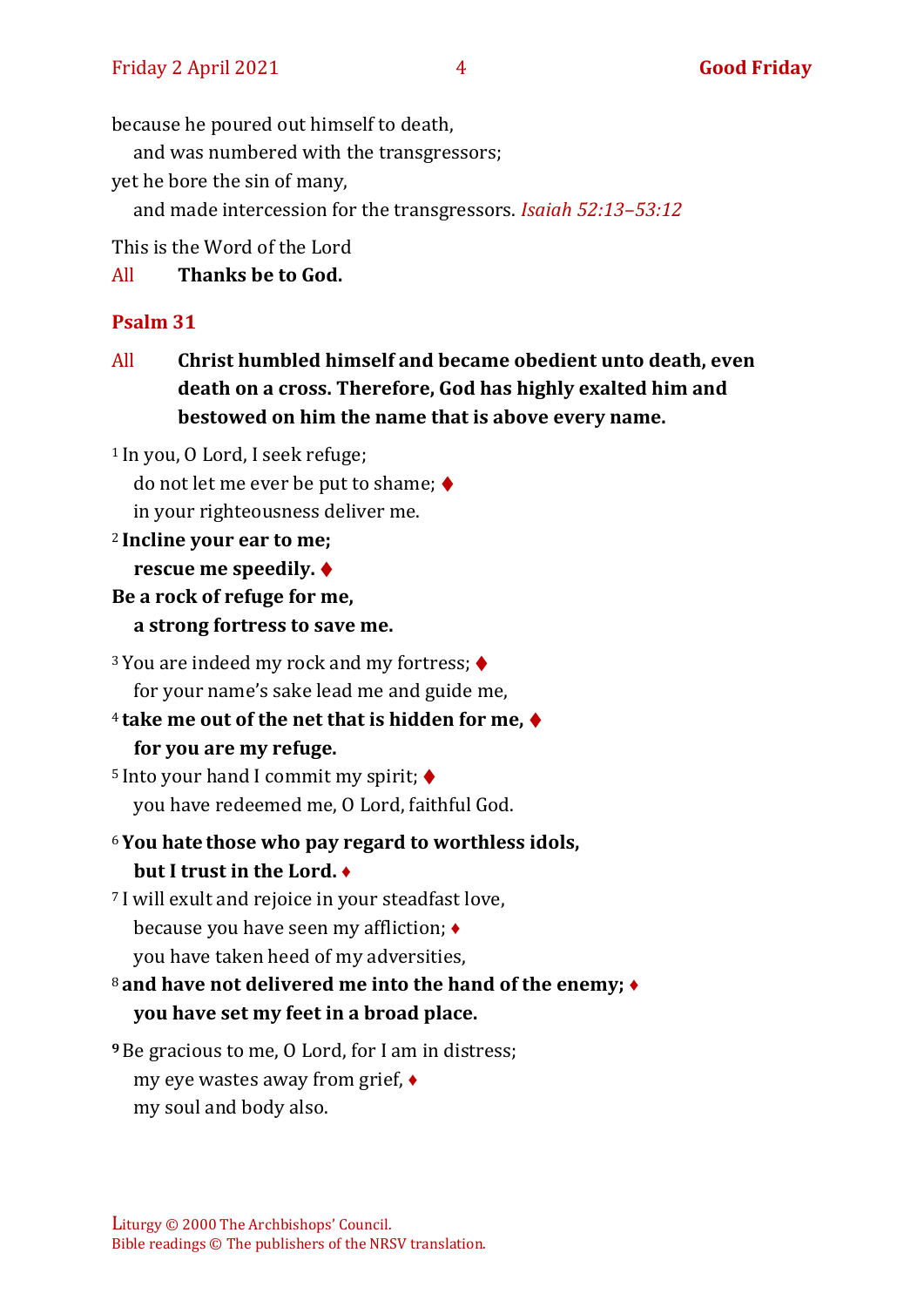because he poured out himself to death,
  and was numbered with the transgressors;
yet he bore the sin of many,
  and made intercession for the transgressors. *Isaiah 52:13–53:12*

This is the Word of the Lord

All **Thanks be to God.**

### Psalm 31

All **Christ humbled himself and became obedient unto death, even death on a cross. Therefore, God has highly exalted him and bestowed on him the name that is above every name.**

[1] In you, O Lord, I seek refuge;
  do not let me ever be put to shame; ♦
  in your righteousness deliver me.

[2] **Incline your ear to me;**
  **rescue me speedily.** ♦
**Be a rock of refuge for me,**
  **a strong fortress to save me.**

[3] You are indeed my rock and my fortress; ♦
  for your name's sake lead me and guide me,

[4] **take me out of the net that is hidden for me,** ♦
  **for you are my refuge.**

[5] Into your hand I commit my spirit; ♦
  you have redeemed me, O Lord, faithful God.

[6] **You hate those who pay regard to worthless idols,**
  **but I trust in the Lord.** ♦

[7] I will exult and rejoice in your steadfast love,
  because you have seen my affliction; ♦
  you have taken heed of my adversities,

[8] **and have not delivered me into the hand of the enemy;** ♦
  **you have set my feet in a broad place.**

[9] Be gracious to me, O Lord, for I am in distress;
  my eye wastes away from grief, ♦
  my soul and body also.

Liturgy © 2000 The Archbishops' Council.
Bible readings © The publishers of the NRSV translation.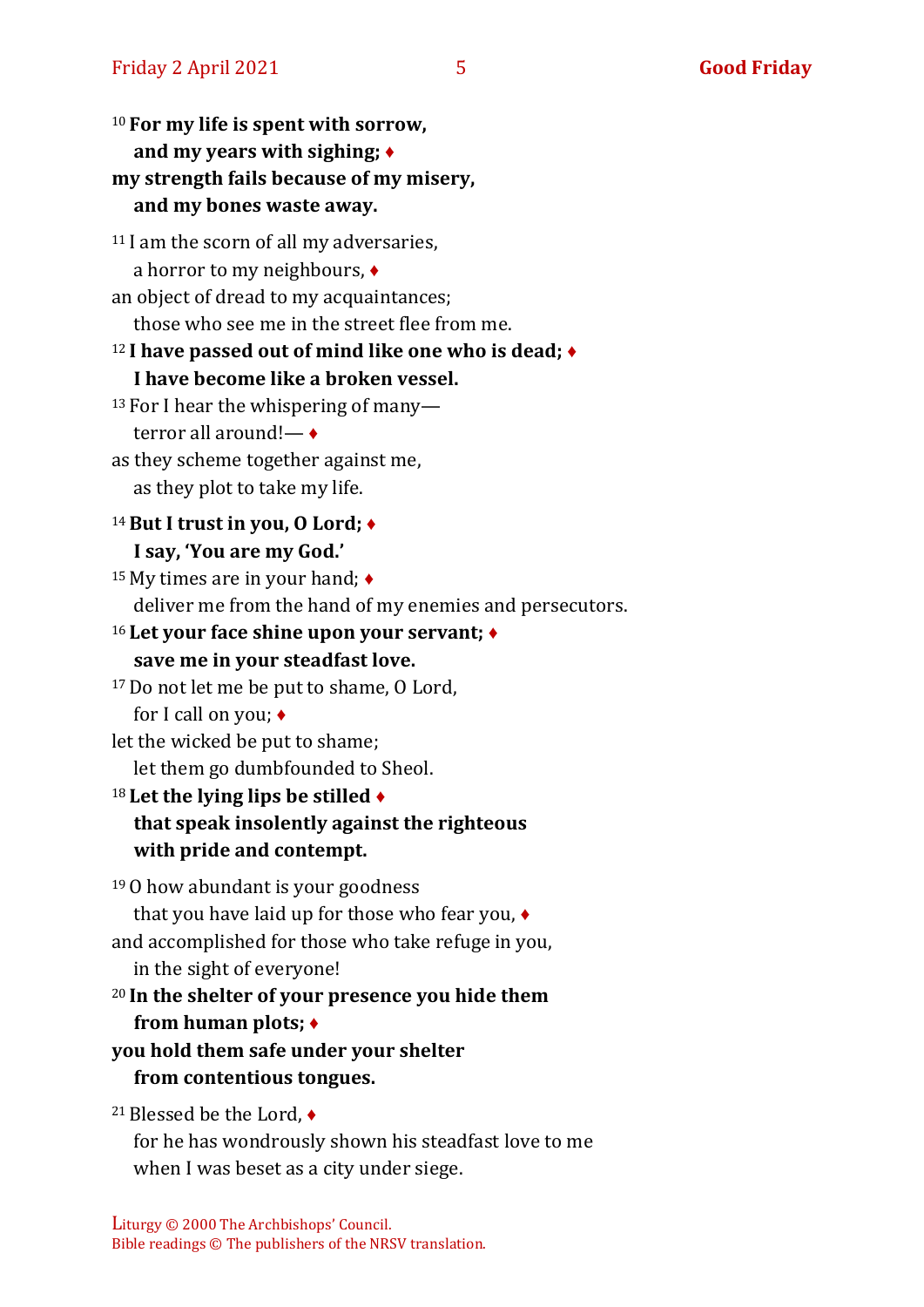[10] **For my life is spent with sorrow,**
**and my years with sighing;** ♦
**my strength fails because of my misery,**
**and my bones waste away.**

[11] I am the scorn of all my adversaries,
a horror to my neighbours, ♦
an object of dread to my acquaintances;
those who see me in the street flee from me.

[12] **I have passed out of mind like one who is dead;** ♦
**I have become like a broken vessel.**

[13] For I hear the whispering of many—
terror all around!— ♦
as they scheme together against me,
as they plot to take my life.

[14] **But I trust in you, O Lord;** ♦
**I say, 'You are my God.'**

[15] My times are in your hand; ♦
deliver me from the hand of my enemies and persecutors.

[16] **Let your face shine upon your servant;** ♦
**save me in your steadfast love.**

[17] Do not let me be put to shame, O Lord,
for I call on you; ♦
let the wicked be put to shame;
let them go dumbfounded to Sheol.

[18] **Let the lying lips be stilled** ♦
**that speak insolently against the righteous**
**with pride and contempt.**

[19] O how abundant is your goodness
that you have laid up for those who fear you, ♦
and accomplished for those who take refuge in you,
in the sight of everyone!

[20] **In the shelter of your presence you hide them**
**from human plots;** ♦
**you hold them safe under your shelter**
**from contentious tongues.**

[21] Blessed be the Lord, ♦
for he has wondrously shown his steadfast love to me
when I was beset as a city under siege.

Liturgy © 2000 The Archbishops' Council.
Bible readings © The publishers of the NRSV translation.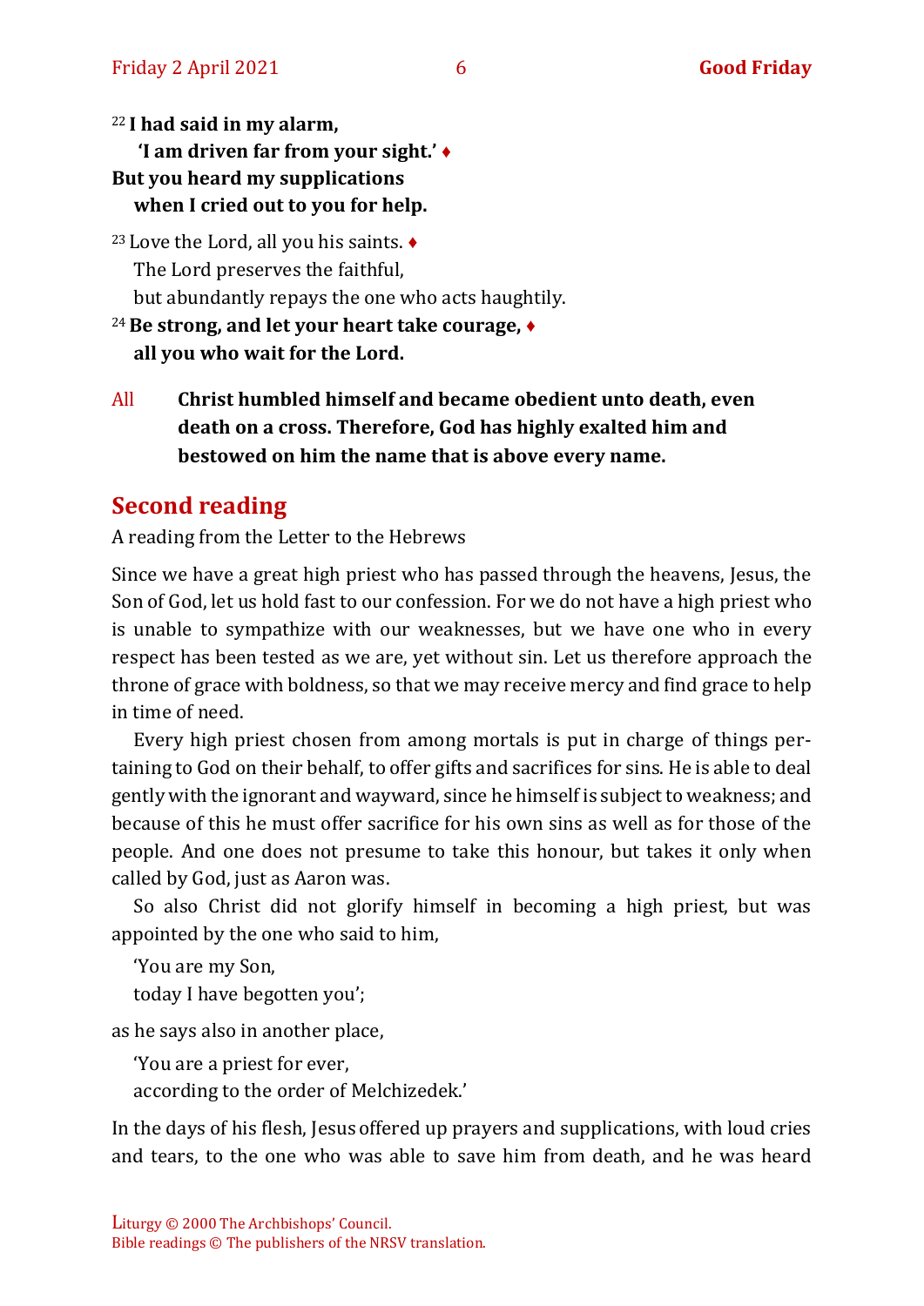[22] **I had said in my alarm,**
**'I am driven far from your sight.'** ♦
**But you heard my supplications**
**when I cried out to you for help.**

[23] Love the Lord, all you his saints. ♦
The Lord preserves the faithful,
but abundantly repays the one who acts haughtily.

[24] **Be strong, and let your heart take courage,** ♦
**all you who wait for the Lord.**

All **Christ humbled himself and became obedient unto death, even death on a cross. Therefore, God has highly exalted him and bestowed on him the name that is above every name.**

## Second reading

A reading from the Letter to the Hebrews

Since we have a great high priest who has passed through the heavens, Jesus, the Son of God, let us hold fast to our confession. For we do not have a high priest who is unable to sympathize with our weaknesses, but we have one who in every respect has been tested as we are, yet without sin. Let us therefore approach the throne of grace with boldness, so that we may receive mercy and find grace to help in time of need.

Every high priest chosen from among mortals is put in charge of things pertaining to God on their behalf, to offer gifts and sacrifices for sins. He is able to deal gently with the ignorant and wayward, since he himself is subject to weakness; and because of this he must offer sacrifice for his own sins as well as for those of the people. And one does not presume to take this honour, but takes it only when called by God, just as Aaron was.

So also Christ did not glorify himself in becoming a high priest, but was appointed by the one who said to him,

'You are my Son,
today I have begotten you';

as he says also in another place,

'You are a priest for ever,
according to the order of Melchizedek.'

In the days of his flesh, Jesus offered up prayers and supplications, with loud cries and tears, to the one who was able to save him from death, and he was heard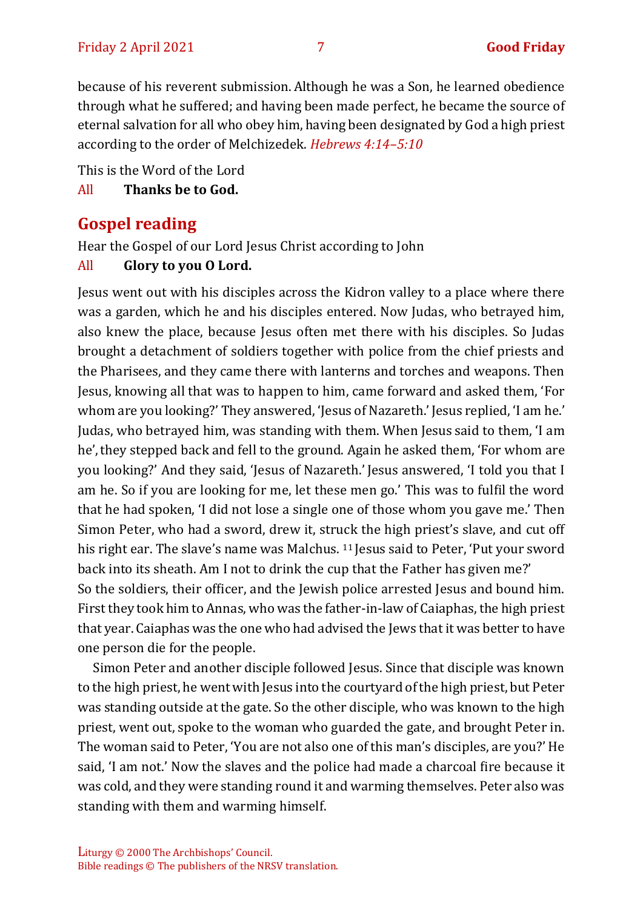because of his reverent submission. Although he was a Son, he learned obedience through what he suffered; and having been made perfect, he became the source of eternal salvation for all who obey him, having been designated by God a high priest according to the order of Melchizedek. *Hebrews 4:14–5:10*

This is the Word of the Lord

All **Thanks be to God.**

## Gospel reading

Hear the Gospel of our Lord Jesus Christ according to John

All **Glory to you O Lord.**

Jesus went out with his disciples across the Kidron valley to a place where there was a garden, which he and his disciples entered. Now Judas, who betrayed him, also knew the place, because Jesus often met there with his disciples. So Judas brought a detachment of soldiers together with police from the chief priests and the Pharisees, and they came there with lanterns and torches and weapons. Then Jesus, knowing all that was to happen to him, came forward and asked them, 'For whom are you looking?' They answered, 'Jesus of Nazareth.' Jesus replied, 'I am he.' Judas, who betrayed him, was standing with them. When Jesus said to them, 'I am he', they stepped back and fell to the ground. Again he asked them, 'For whom are you looking?' And they said, 'Jesus of Nazareth.' Jesus answered, 'I told you that I am he. So if you are looking for me, let these men go.' This was to fulfil the word that he had spoken, 'I did not lose a single one of those whom you gave me.' Then Simon Peter, who had a sword, drew it, struck the high priest's slave, and cut off his right ear. The slave's name was Malchus. [11] Jesus said to Peter, 'Put your sword back into its sheath. Am I not to drink the cup that the Father has given me?'

So the soldiers, their officer, and the Jewish police arrested Jesus and bound him. First they took him to Annas, who was the father-in-law of Caiaphas, the high priest that year. Caiaphas was the one who had advised the Jews that it was better to have one person die for the people.

Simon Peter and another disciple followed Jesus. Since that disciple was known to the high priest, he went with Jesus into the courtyard of the high priest, but Peter was standing outside at the gate. So the other disciple, who was known to the high priest, went out, spoke to the woman who guarded the gate, and brought Peter in. The woman said to Peter, 'You are not also one of this man's disciples, are you?' He said, 'I am not.' Now the slaves and the police had made a charcoal fire because it was cold, and they were standing round it and warming themselves. Peter also was standing with them and warming himself.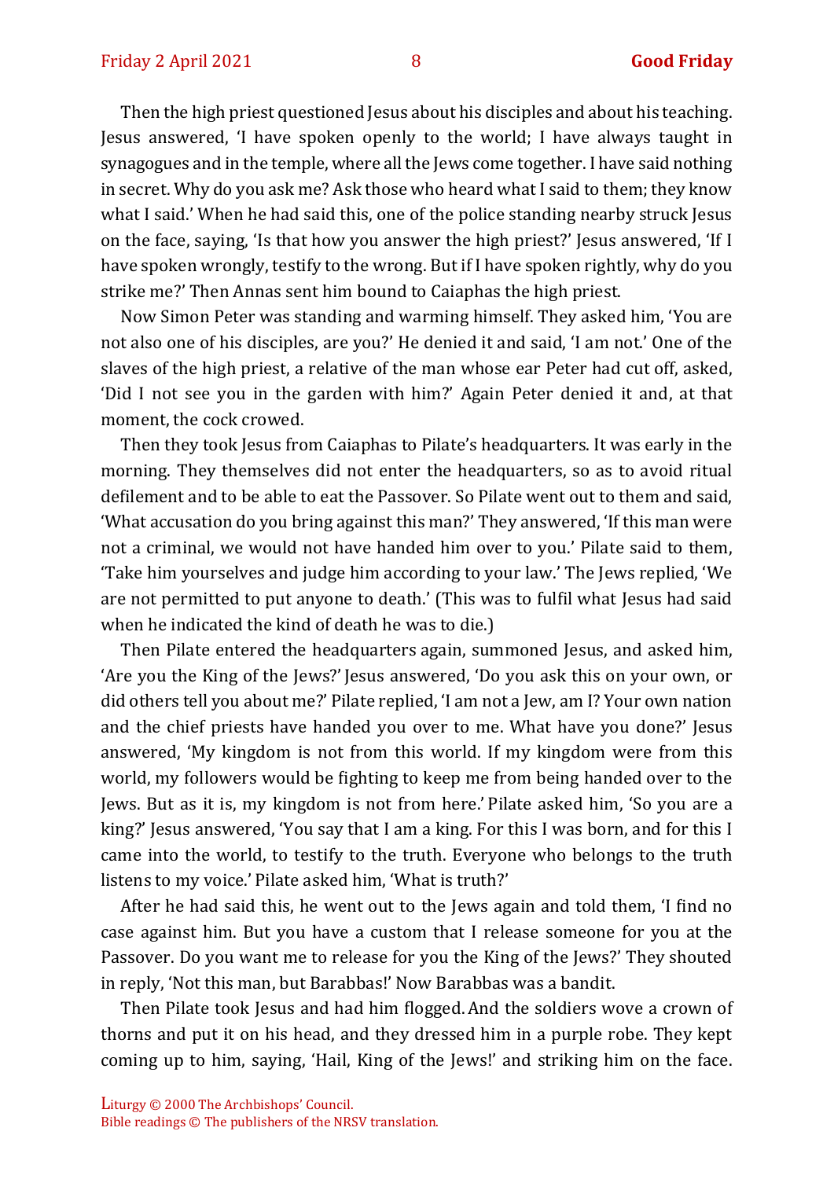Then the high priest questioned Jesus about his disciples and about his teaching. Jesus answered, 'I have spoken openly to the world; I have always taught in synagogues and in the temple, where all the Jews come together. I have said nothing in secret. Why do you ask me? Ask those who heard what I said to them; they know what I said.' When he had said this, one of the police standing nearby struck Jesus on the face, saying, 'Is that how you answer the high priest?' Jesus answered, 'If I have spoken wrongly, testify to the wrong. But if I have spoken rightly, why do you strike me?' Then Annas sent him bound to Caiaphas the high priest.

Now Simon Peter was standing and warming himself. They asked him, 'You are not also one of his disciples, are you?' He denied it and said, 'I am not.' One of the slaves of the high priest, a relative of the man whose ear Peter had cut off, asked, 'Did I not see you in the garden with him?' Again Peter denied it and, at that moment, the cock crowed.

Then they took Jesus from Caiaphas to Pilate's headquarters. It was early in the morning. They themselves did not enter the headquarters, so as to avoid ritual defilement and to be able to eat the Passover. So Pilate went out to them and said, 'What accusation do you bring against this man?' They answered, 'If this man were not a criminal, we would not have handed him over to you.' Pilate said to them, 'Take him yourselves and judge him according to your law.' The Jews replied, 'We are not permitted to put anyone to death.' (This was to fulfil what Jesus had said when he indicated the kind of death he was to die.)

Then Pilate entered the headquarters again, summoned Jesus, and asked him, 'Are you the King of the Jews?' Jesus answered, 'Do you ask this on your own, or did others tell you about me?' Pilate replied, 'I am not a Jew, am I? Your own nation and the chief priests have handed you over to me. What have you done?' Jesus answered, 'My kingdom is not from this world. If my kingdom were from this world, my followers would be fighting to keep me from being handed over to the Jews. But as it is, my kingdom is not from here.' Pilate asked him, 'So you are a king?' Jesus answered, 'You say that I am a king. For this I was born, and for this I came into the world, to testify to the truth. Everyone who belongs to the truth listens to my voice.' Pilate asked him, 'What is truth?'

After he had said this, he went out to the Jews again and told them, 'I find no case against him. But you have a custom that I release someone for you at the Passover. Do you want me to release for you the King of the Jews?' They shouted in reply, 'Not this man, but Barabbas!' Now Barabbas was a bandit.

Then Pilate took Jesus and had him flogged. And the soldiers wove a crown of thorns and put it on his head, and they dressed him in a purple robe. They kept coming up to him, saying, 'Hail, King of the Jews!' and striking him on the face.

Liturgy © 2000 The Archbishops' Council.
Bible readings © The publishers of the NRSV translation.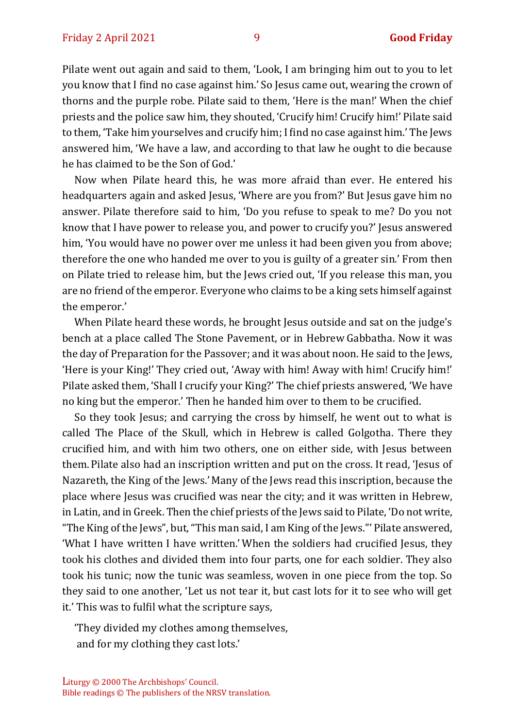Pilate went out again and said to them, 'Look, I am bringing him out to you to let you know that I find no case against him.' So Jesus came out, wearing the crown of thorns and the purple robe. Pilate said to them, 'Here is the man!' When the chief priests and the police saw him, they shouted, 'Crucify him! Crucify him!' Pilate said to them, 'Take him yourselves and crucify him; I find no case against him.' The Jews answered him, 'We have a law, and according to that law he ought to die because he has claimed to be the Son of God.'

Now when Pilate heard this, he was more afraid than ever. He entered his headquarters again and asked Jesus, 'Where are you from?' But Jesus gave him no answer. Pilate therefore said to him, 'Do you refuse to speak to me? Do you not know that I have power to release you, and power to crucify you?' Jesus answered him, 'You would have no power over me unless it had been given you from above; therefore the one who handed me over to you is guilty of a greater sin.' From then on Pilate tried to release him, but the Jews cried out, 'If you release this man, you are no friend of the emperor. Everyone who claims to be a king sets himself against the emperor.'

When Pilate heard these words, he brought Jesus outside and sat on the judge's bench at a place called The Stone Pavement, or in Hebrew Gabbatha. Now it was the day of Preparation for the Passover; and it was about noon. He said to the Jews, 'Here is your King!' They cried out, 'Away with him! Away with him! Crucify him!' Pilate asked them, 'Shall I crucify your King?' The chief priests answered, 'We have no king but the emperor.' Then he handed him over to them to be crucified.

So they took Jesus; and carrying the cross by himself, he went out to what is called The Place of the Skull, which in Hebrew is called Golgotha. There they crucified him, and with him two others, one on either side, with Jesus between them. Pilate also had an inscription written and put on the cross. It read, 'Jesus of Nazareth, the King of the Jews.' Many of the Jews read this inscription, because the place where Jesus was crucified was near the city; and it was written in Hebrew, in Latin, and in Greek. Then the chief priests of the Jews said to Pilate, 'Do not write, "The King of the Jews", but, "This man said, I am King of the Jews."' Pilate answered, 'What I have written I have written.' When the soldiers had crucified Jesus, they took his clothes and divided them into four parts, one for each soldier. They also took his tunic; now the tunic was seamless, woven in one piece from the top. So they said to one another, 'Let us not tear it, but cast lots for it to see who will get it.' This was to fulfil what the scripture says,

'They divided my clothes among themselves,  
and for my clothing they cast lots.'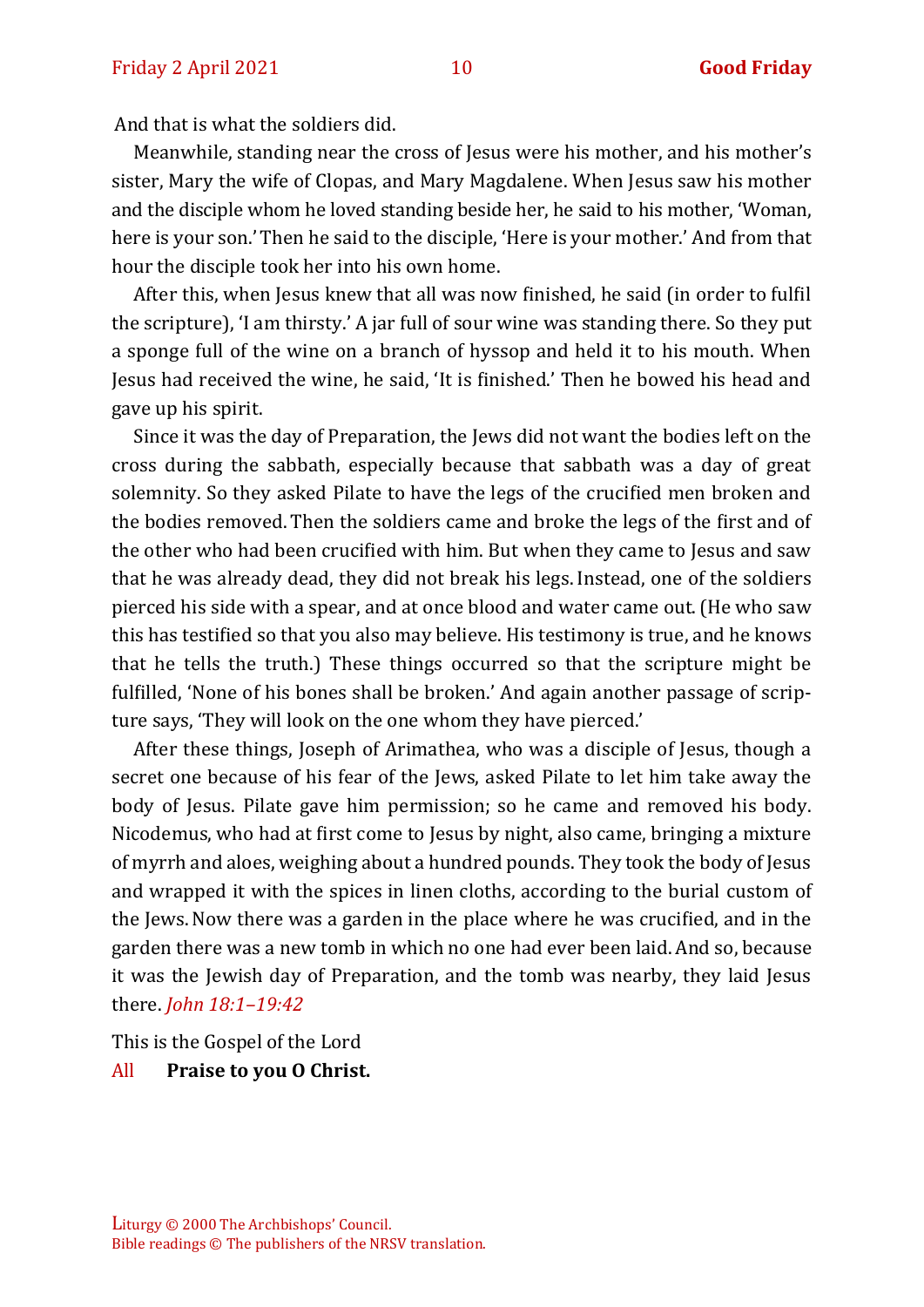And that is what the soldiers did.

Meanwhile, standing near the cross of Jesus were his mother, and his mother's sister, Mary the wife of Clopas, and Mary Magdalene. When Jesus saw his mother and the disciple whom he loved standing beside her, he said to his mother, 'Woman, here is your son.' Then he said to the disciple, 'Here is your mother.' And from that hour the disciple took her into his own home.

After this, when Jesus knew that all was now finished, he said (in order to fulfil the scripture), 'I am thirsty.' A jar full of sour wine was standing there. So they put a sponge full of the wine on a branch of hyssop and held it to his mouth. When Jesus had received the wine, he said, 'It is finished.' Then he bowed his head and gave up his spirit.

Since it was the day of Preparation, the Jews did not want the bodies left on the cross during the sabbath, especially because that sabbath was a day of great solemnity. So they asked Pilate to have the legs of the crucified men broken and the bodies removed. Then the soldiers came and broke the legs of the first and of the other who had been crucified with him. But when they came to Jesus and saw that he was already dead, they did not break his legs. Instead, one of the soldiers pierced his side with a spear, and at once blood and water came out. (He who saw this has testified so that you also may believe. His testimony is true, and he knows that he tells the truth.) These things occurred so that the scripture might be fulfilled, 'None of his bones shall be broken.' And again another passage of scripture says, 'They will look on the one whom they have pierced.'

After these things, Joseph of Arimathea, who was a disciple of Jesus, though a secret one because of his fear of the Jews, asked Pilate to let him take away the body of Jesus. Pilate gave him permission; so he came and removed his body. Nicodemus, who had at first come to Jesus by night, also came, bringing a mixture of myrrh and aloes, weighing about a hundred pounds. They took the body of Jesus and wrapped it with the spices in linen cloths, according to the burial custom of the Jews. Now there was a garden in the place where he was crucified, and in the garden there was a new tomb in which no one had ever been laid. And so, because it was the Jewish day of Preparation, and the tomb was nearby, they laid Jesus there. *John 18:1–19:42*

This is the Gospel of the Lord
All **Praise to you O Christ.**

Liturgy © 2000 The Archbishops' Council.
Bible readings © The publishers of the NRSV translation.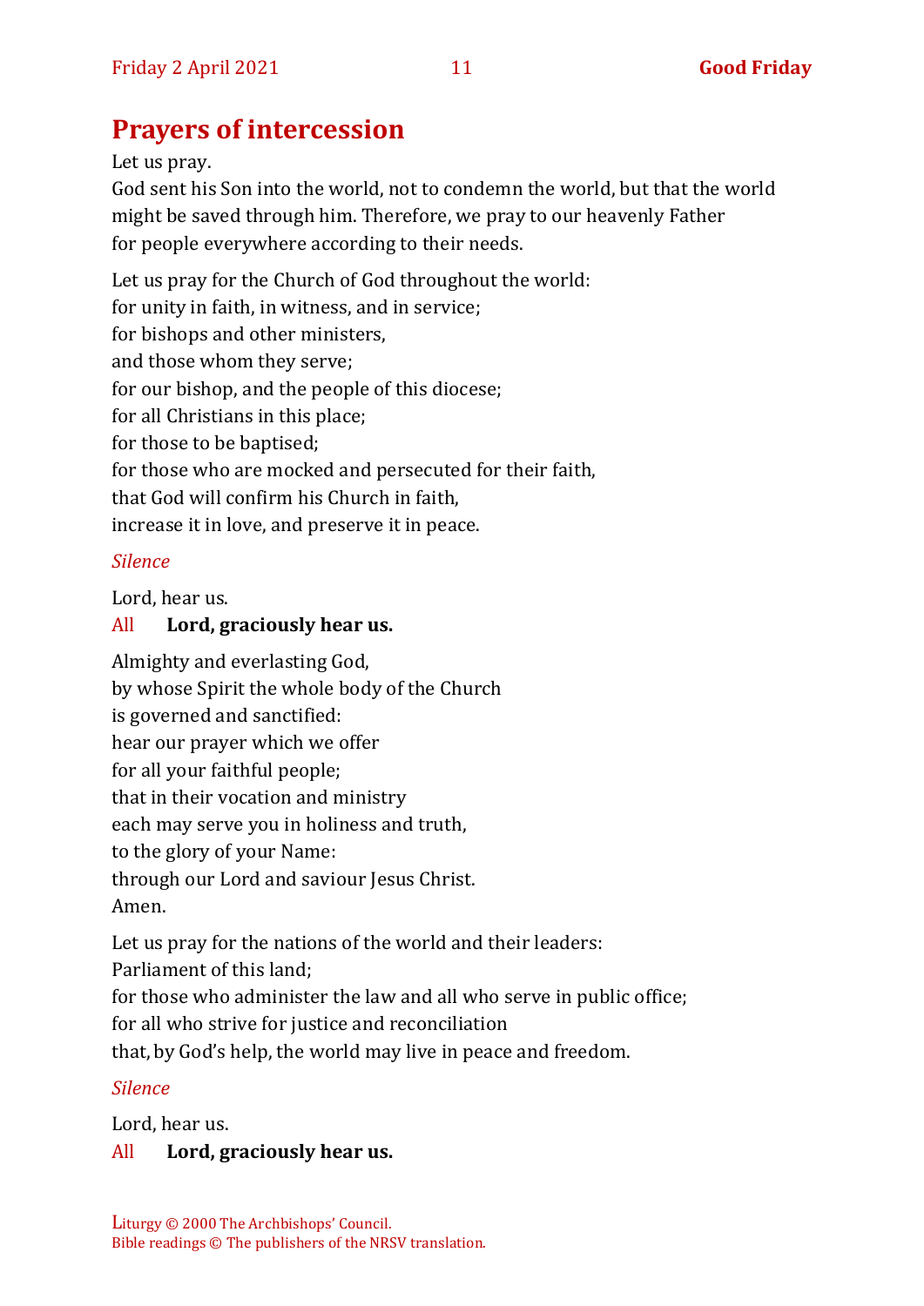# Prayers of intercession

Let us pray.
God sent his Son into the world, not to condemn the world, but that the world might be saved through him. Therefore, we pray to our heavenly Father for people everywhere according to their needs.

Let us pray for the Church of God throughout the world:
for unity in faith, in witness, and in service;
for bishops and other ministers,
and those whom they serve;
for our bishop, and the people of this diocese;
for all Christians in this place;
for those to be baptised;
for those who are mocked and persecuted for their faith,
that God will confirm his Church in faith,
increase it in love, and preserve it in peace.

*Silence*

Lord, hear us.
All **Lord, graciously hear us.**

Almighty and everlasting God,
by whose Spirit the whole body of the Church
is governed and sanctified:
hear our prayer which we offer
for all your faithful people;
that in their vocation and ministry
each may serve you in holiness and truth,
to the glory of your Name:
through our Lord and saviour Jesus Christ.
Amen.

Let us pray for the nations of the world and their leaders:
Parliament of this land;
for those who administer the law and all who serve in public office;
for all who strive for justice and reconciliation
that, by God's help, the world may live in peace and freedom.

*Silence*

Lord, hear us.
All **Lord, graciously hear us.**

Liturgy © 2000 The Archbishops' Council.
Bible readings © The publishers of the NRSV translation.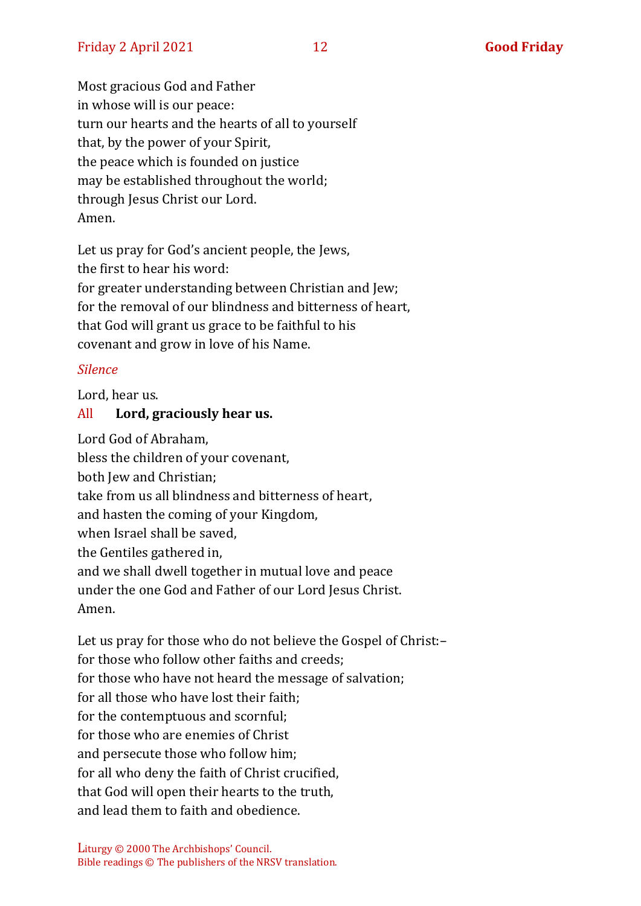Most gracious God and Father
in whose will is our peace:
turn our hearts and the hearts of all to yourself
that, by the power of your Spirit,
the peace which is founded on justice
may be established throughout the world;
through Jesus Christ our Lord.
Amen.

Let us pray for God's ancient people, the Jews,
the first to hear his word:
for greater understanding between Christian and Jew;
for the removal of our blindness and bitterness of heart,
that God will grant us grace to be faithful to his
covenant and grow in love of his Name.

*Silence*

Lord, hear us.
All **Lord, graciously hear us.**

Lord God of Abraham,
bless the children of your covenant,
both Jew and Christian;
take from us all blindness and bitterness of heart,
and hasten the coming of your Kingdom,
when Israel shall be saved,
the Gentiles gathered in,
and we shall dwell together in mutual love and peace
under the one God and Father of our Lord Jesus Christ.
Amen.

Let us pray for those who do not believe the Gospel of Christ:–
for those who follow other faiths and creeds;
for those who have not heard the message of salvation;
for all those who have lost their faith;
for the contemptuous and scornful;
for those who are enemies of Christ
and persecute those who follow him;
for all who deny the faith of Christ crucified,
that God will open their hearts to the truth,
and lead them to faith and obedience.

Liturgy © 2000 The Archbishops' Council.
Bible readings © The publishers of the NRSV translation.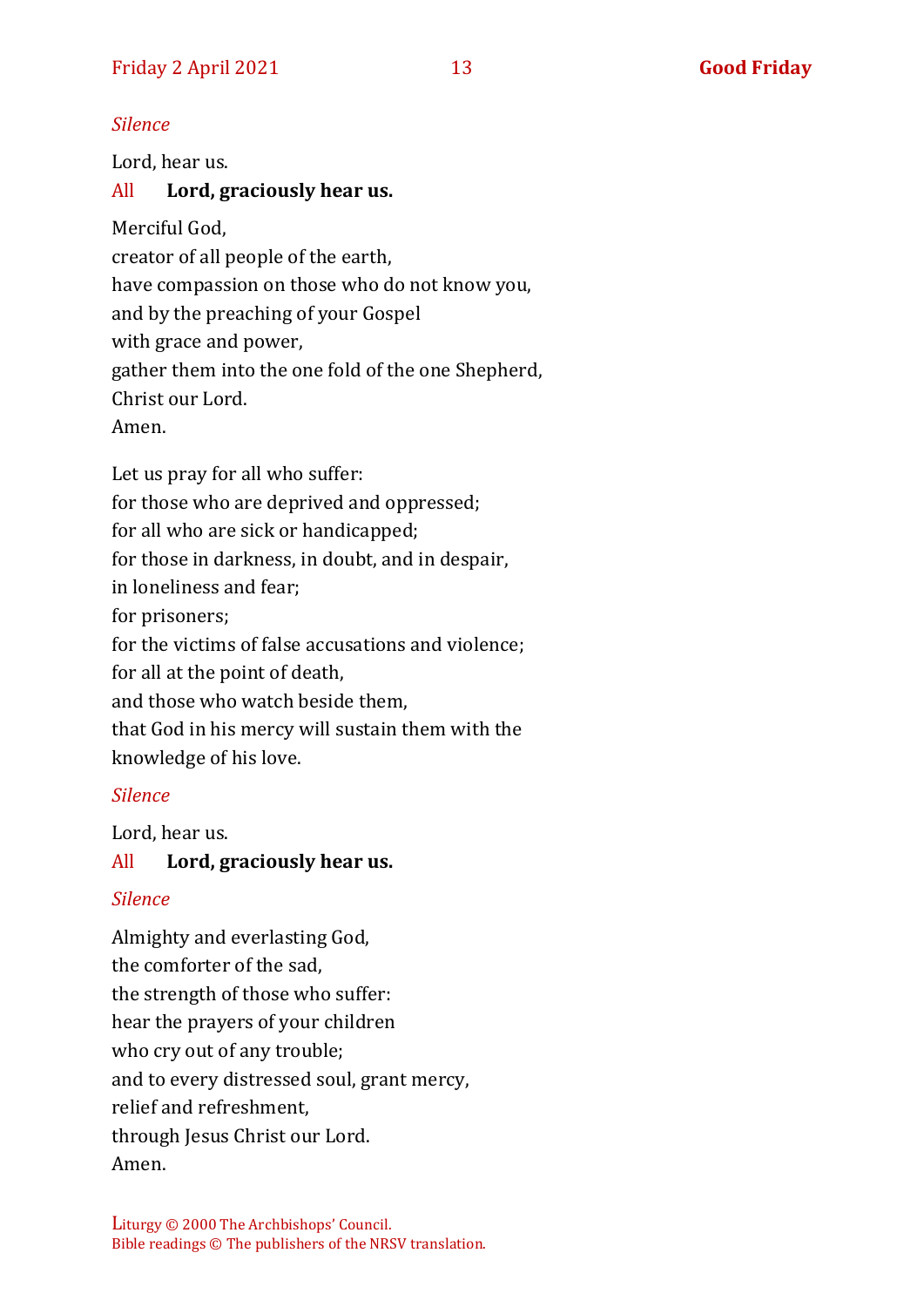*Silence*

Lord, hear us.

All **Lord, graciously hear us.**

Merciful God,
creator of all people of the earth,
have compassion on those who do not know you,
and by the preaching of your Gospel
with grace and power,
gather them into the one fold of the one Shepherd,
Christ our Lord.
Amen.

Let us pray for all who suffer:
for those who are deprived and oppressed;
for all who are sick or handicapped;
for those in darkness, in doubt, and in despair,
in loneliness and fear;
for prisoners;
for the victims of false accusations and violence;
for all at the point of death,
and those who watch beside them,
that God in his mercy will sustain them with the knowledge of his love.

*Silence*

Lord, hear us.

All **Lord, graciously hear us.**

*Silence*

Almighty and everlasting God,
the comforter of the sad,
the strength of those who suffer:
hear the prayers of your children
who cry out of any trouble;
and to every distressed soul, grant mercy,
relief and refreshment,
through Jesus Christ our Lord.
Amen.

Liturgy © 2000 The Archbishops' Council.
Bible readings © The publishers of the NRSV translation.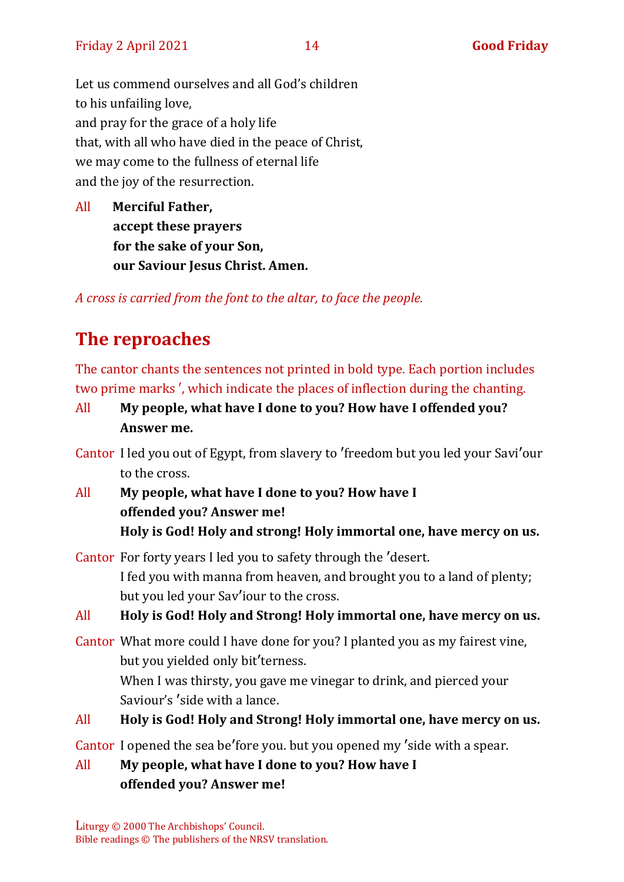Let us commend ourselves and all God's children
to his unfailing love,
and pray for the grace of a holy life
that, with all who have died in the peace of Christ,
we may come to the fullness of eternal life
and the joy of the resurrection.

All **Merciful Father,**
**accept these prayers**
**for the sake of your Son,**
**our Saviour Jesus Christ. Amen.**

*A cross is carried from the font to the altar, to face the people.*

## The reproaches

The cantor chants the sentences not printed in bold type. Each portion includes two prime marks ʹ, which indicate the places of inflection during the chanting.

All **My people, what have I done to you? How have I offended you? Answer me.**

Cantor I led you out of Egypt, from slavery to ʹfreedom but you led your Saviʹour to the cross.

All **My people, what have I done to you? How have I offended you? Answer me!**
**Holy is God! Holy and strong! Holy immortal one, have mercy on us.**

Cantor For forty years I led you to safety through the ʹdesert.
I fed you with manna from heaven, and brought you to a land of plenty;
but you led your Savʹiour to the cross.

All **Holy is God! Holy and Strong! Holy immortal one, have mercy on us.**

Cantor What more could I have done for you? I planted you as my fairest vine, but you yielded only bitʹterness.
When I was thirsty, you gave me vinegar to drink, and pierced your Saviour's ʹside with a lance.

All **Holy is God! Holy and Strong! Holy immortal one, have mercy on us.**

Cantor I opened the sea beʹfore you. but you opened my ʹside with a spear.

All **My people, what have I done to you? How have I offended you? Answer me!**

Liturgy © 2000 The Archbishops' Council.
Bible readings © The publishers of the NRSV translation.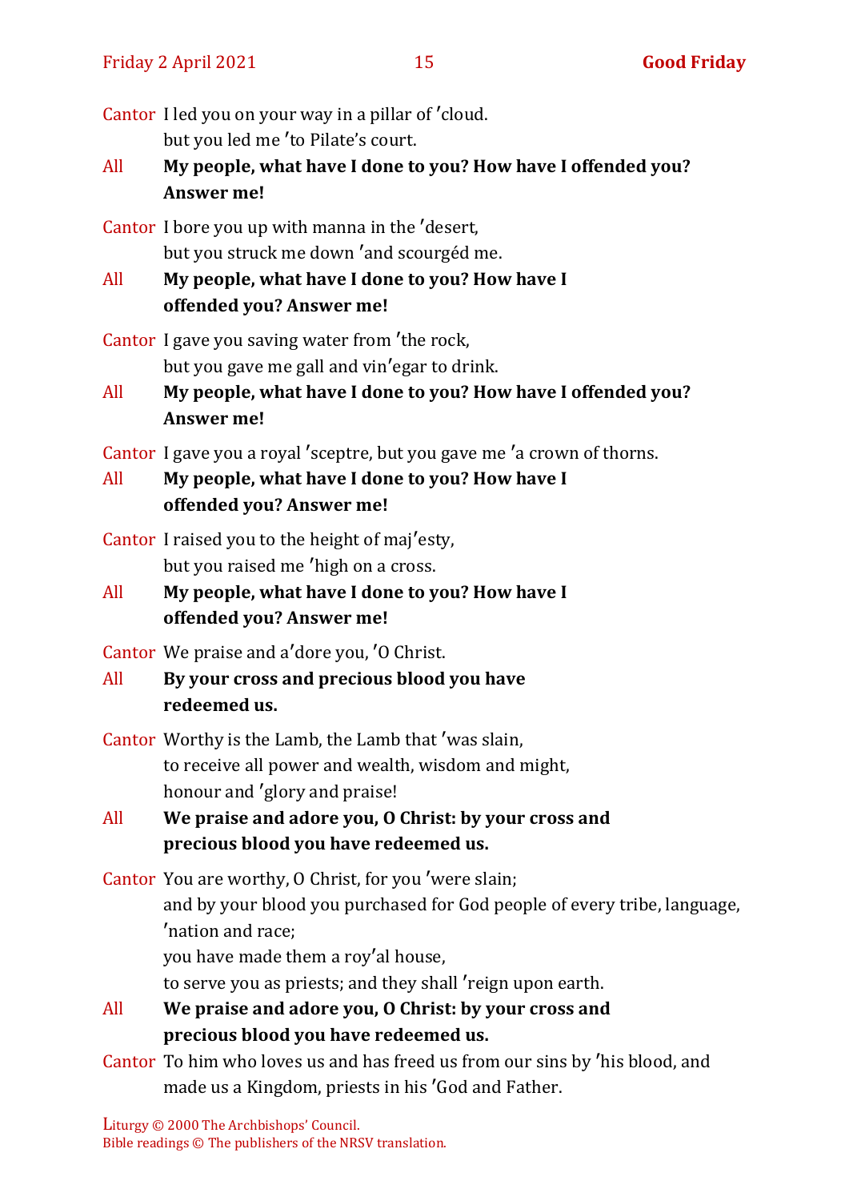Cantor I led you on your way in a pillar of ʹcloud.
but you led me ʹto Pilate's court.

All **My people, what have I done to you? How have I offended you? Answer me!**

Cantor I bore you up with manna in the ʹdesert,
but you struck me down ʹand scourgéd me.

All **My people, what have I done to you? How have I offended you? Answer me!**

Cantor I gave you saving water from ʹthe rock,
but you gave me gall and vinʹegar to drink.

All **My people, what have I done to you? How have I offended you? Answer me!**

Cantor I gave you a royal ʹsceptre, but you gave me ʹa crown of thorns.

All **My people, what have I done to you? How have I offended you? Answer me!**

Cantor I raised you to the height of majʹesty,
but you raised me ʹhigh on a cross.

All **My people, what have I done to you? How have I offended you? Answer me!**

Cantor We praise and aʹdore you, ʹO Christ.

All **By your cross and precious blood you have redeemed us.**

Cantor Worthy is the Lamb, the Lamb that ʹwas slain,
to receive all power and wealth, wisdom and might,
honour and ʹglory and praise!

All **We praise and adore you, O Christ: by your cross and precious blood you have redeemed us.**

Cantor You are worthy, O Christ, for you ʹwere slain;
and by your blood you purchased for God people of every tribe, language, ʹnation and race;
you have made them a royʹal house,
to serve you as priests; and they shall ʹreign upon earth.

All **We praise and adore you, O Christ: by your cross and precious blood you have redeemed us.**

Cantor To him who loves us and has freed us from our sins by ʹhis blood, and made us a Kingdom, priests in his ʹGod and Father.

Liturgy © 2000 The Archbishops' Council.
Bible readings © The publishers of the NRSV translation.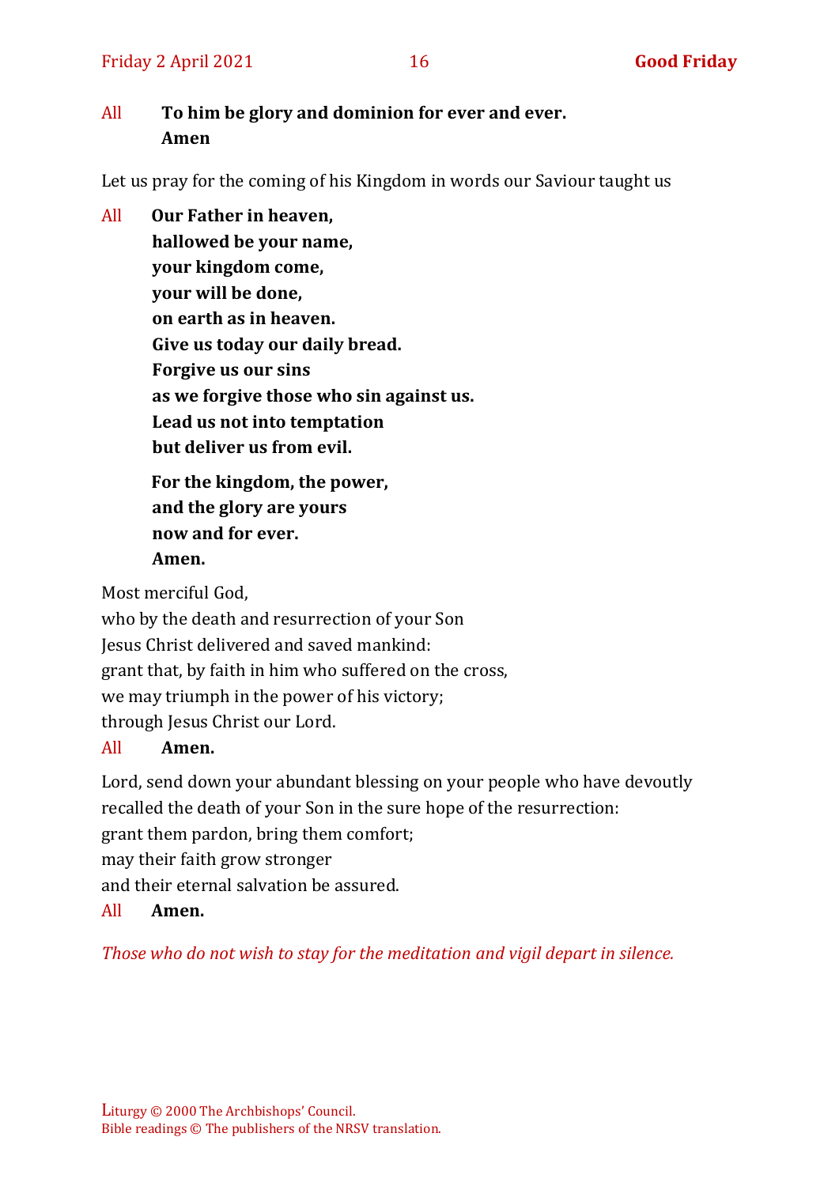All **To him be glory and dominion for ever and ever.**
**Amen**

Let us pray for the coming of his Kingdom in words our Saviour taught us

All **Our Father in heaven,**
**hallowed be your name,**
**your kingdom come,**
**your will be done,**
**on earth as in heaven.**
**Give us today our daily bread.**
**Forgive us our sins**
**as we forgive those who sin against us.**
**Lead us not into temptation**
**but deliver us from evil.**

**For the kingdom, the power,**
**and the glory are yours**
**now and for ever.**
**Amen.**

Most merciful God,
who by the death and resurrection of your Son
Jesus Christ delivered and saved mankind:
grant that, by faith in him who suffered on the cross,
we may triumph in the power of his victory;
through Jesus Christ our Lord.

All **Amen.**

Lord, send down your abundant blessing on your people who have devoutly recalled the death of your Son in the sure hope of the resurrection:
grant them pardon, bring them comfort;
may their faith grow stronger
and their eternal salvation be assured.

All **Amen.**

*Those who do not wish to stay for the meditation and vigil depart in silence.*

Liturgy © 2000 The Archbishops' Council.
Bible readings © The publishers of the NRSV translation.